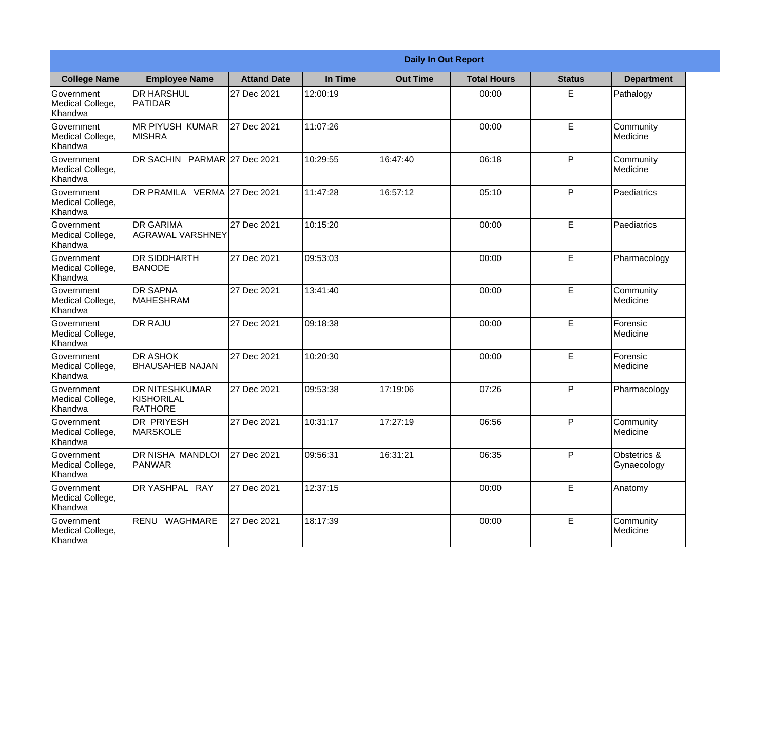| Daily In Out Report | | | | | | | |
|---|---|---|---|---|---|---|---|
| **College Name** | **Employee Name** | **Attand Date** | **In Time** | **Out Time** | **Total Hours** | **Status** | **Department** |
| Government Medical College, Khandwa | DR HARSHUL PATIDAR | 27 Dec 2021 | 12:00:19 | | 00:00 | E | Pathalogy |
| Government Medical College, Khandwa | MR PIYUSH KUMAR MISHRA | 27 Dec 2021 | 11:07:26 | | 00:00 | E | Community Medicine |
| Government Medical College, Khandwa | DR SACHIN PARMAR | 27 Dec 2021 | 10:29:55 | 16:47:40 | 06:18 | P | Community Medicine |
| Government Medical College, Khandwa | DR PRAMILA VERMA | 27 Dec 2021 | 11:47:28 | 16:57:12 | 05:10 | P | Paediatrics |
| Government Medical College, Khandwa | DR GARIMA AGRAWAL VARSHNEY | 27 Dec 2021 | 10:15:20 | | 00:00 | E | Paediatrics |
| Government Medical College, Khandwa | DR SIDDHARTH BANODE | 27 Dec 2021 | 09:53:03 | | 00:00 | E | Pharmacology |
| Government Medical College, Khandwa | DR SAPNA MAHESHRAM | 27 Dec 2021 | 13:41:40 | | 00:00 | E | Community Medicine |
| Government Medical College, Khandwa | DR RAJU | 27 Dec 2021 | 09:18:38 | | 00:00 | E | Forensic Medicine |
| Government Medical College, Khandwa | DR ASHOK BHAUSAHEB NAJAN | 27 Dec 2021 | 10:20:30 | | 00:00 | E | Forensic Medicine |
| Government Medical College, Khandwa | DR NITESHKUMAR KISHORILAL RATHORE | 27 Dec 2021 | 09:53:38 | 17:19:06 | 07:26 | P | Pharmacology |
| Government Medical College, Khandwa | DR PRIYESH MARSKOLE | 27 Dec 2021 | 10:31:17 | 17:27:19 | 06:56 | P | Community Medicine |
| Government Medical College, Khandwa | DR NISHA MANDLOI PANWAR | 27 Dec 2021 | 09:56:31 | 16:31:21 | 06:35 | P | Obstetrics & Gynaecology |
| Government Medical College, Khandwa | DR YASHPAL RAY | 27 Dec 2021 | 12:37:15 | | 00:00 | E | Anatomy |
| Government Medical College, Khandwa | RENU WAGHMARE | 27 Dec 2021 | 18:17:39 | | 00:00 | E | Community Medicine |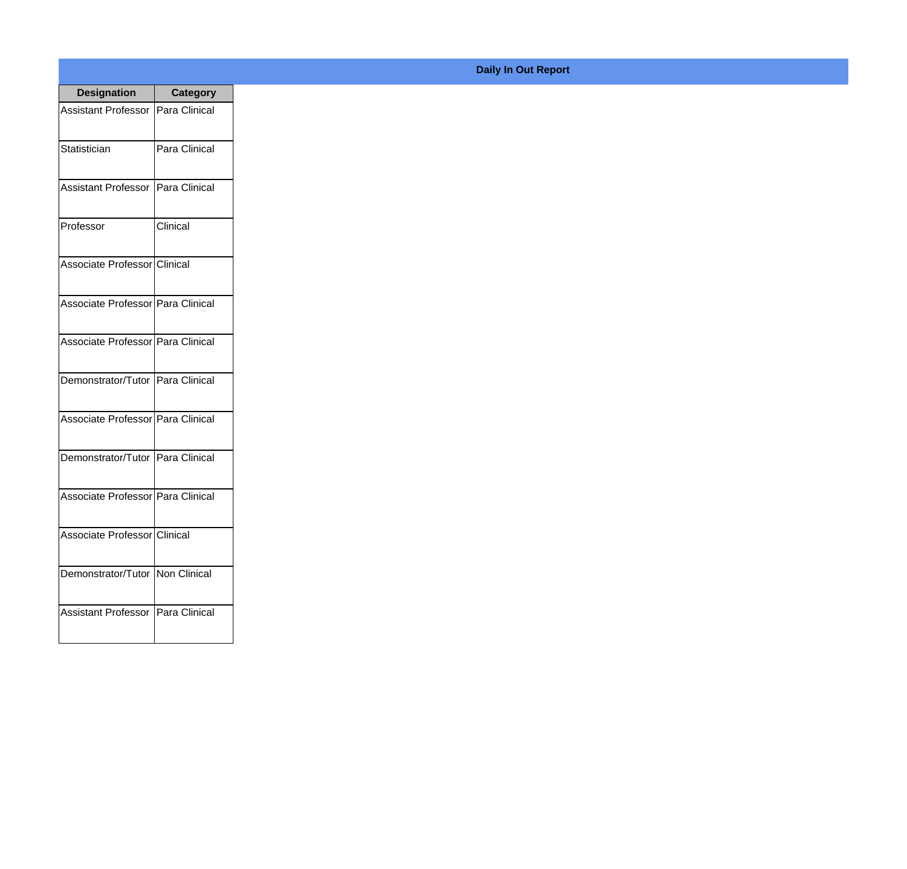**Daily In Out Report**

| Designation | Category |
|---|---|
| Assistant Professor | Para Clinical |
| Statistician | Para Clinical |
| Assistant Professor | Para Clinical |
| Professor | Clinical |
| Associate Professor | Clinical |
| Associate Professor | Para Clinical |
| Associate Professor | Para Clinical |
| Demonstrator/Tutor | Para Clinical |
| Associate Professor | Para Clinical |
| Demonstrator/Tutor | Para Clinical |
| Associate Professor | Para Clinical |
| Associate Professor | Clinical |
| Demonstrator/Tutor | Non Clinical |
| Assistant Professor | Para Clinical |